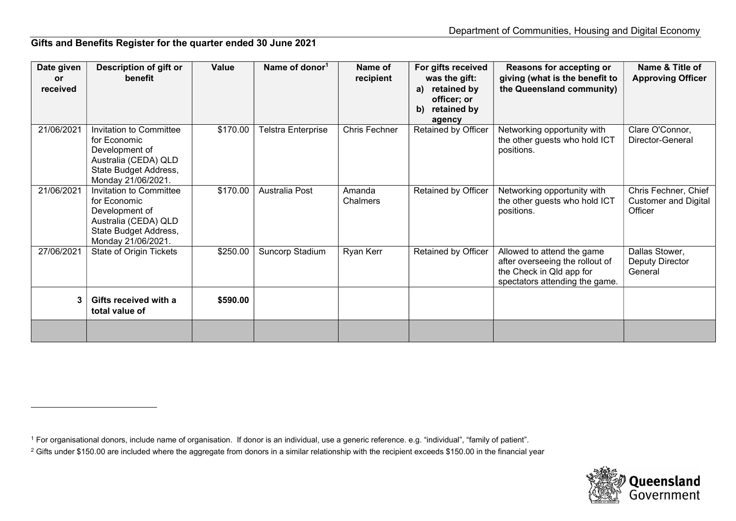Department of Communities, Housing and Digital Economy

## Gifts and Benefits Register for the quarter ended 30 June 2021

| Date given or received | Description of gift or benefit | Value | Name of donor[1] | Name of recipient | For gifts received was the gift: a) retained by officer; or b) retained by agency | Reasons for accepting or giving (what is the benefit to the Queensland community) | Name & Title of Approving Officer |
|---|---|---|---|---|---|---|---|
| 21/06/2021 | Invitation to Committee for Economic Development of Australia (CEDA) QLD State Budget Address, Monday 21/06/2021. | $170.00 | Telstra Enterprise | Chris Fechner | Retained by Officer | Networking opportunity with the other guests who hold ICT positions. | Clare O'Connor, Director-General |
| 21/06/2021 | Invitation to Committee for Economic Development of Australia (CEDA) QLD State Budget Address, Monday 21/06/2021. | $170.00 | Australia Post | Amanda Chalmers | Retained by Officer | Networking opportunity with the other guests who hold ICT positions. | Chris Fechner, Chief Customer and Digital Officer |
| 27/06/2021 | State of Origin Tickets | $250.00 | Suncorp Stadium | Ryan Kerr | Retained by Officer | Allowed to attend the game after overseeing the rollout of the Check in Qld app for spectators attending the game. | Dallas Stower, Deputy Director General |
| **3** | **Gifts received with a total value of** | **$590.00** | | | | | |
| | | | | | | | |

[1] For organisational donors, include name of organisation. If donor is an individual, use a generic reference. e.g. "individual", "family of patient".

[2] Gifts under $150.00 are included where the aggregate from donors in a similar relationship with the recipient exceeds $150.00 in the financial year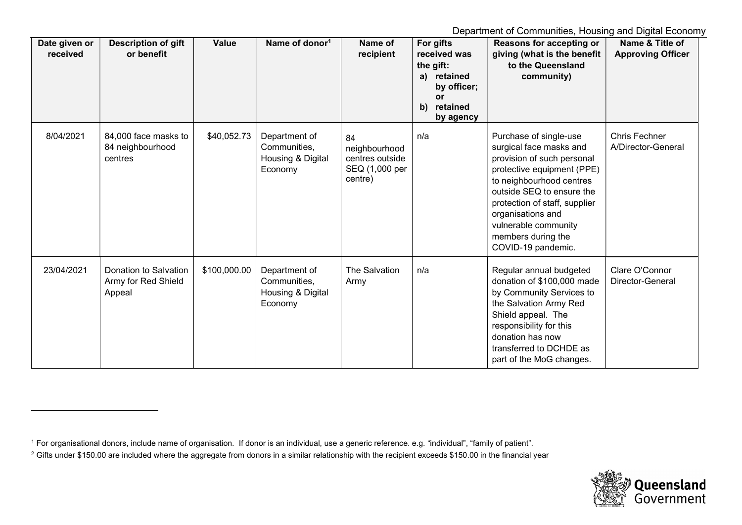| Date given or received | Description of gift or benefit | Value | Name of donor[1] | Name of recipient | For gifts received was the gift: a) retained by officer; or b) retained by agency | Reasons for accepting or giving (what is the benefit to the Queensland community) | Name & Title of Approving Officer |
|---|---|---|---|---|---|---|---|
| 8/04/2021 | 84,000 face masks to 84 neighbourhood centres | $40,052.73 | Department of Communities, Housing & Digital Economy | 84 neighbourhood centres outside SEQ (1,000 per centre) | n/a | Purchase of single-use surgical face masks and provision of such personal protective equipment (PPE) to neighbourhood centres outside SEQ to ensure the protection of staff, supplier organisations and vulnerable community members during the COVID-19 pandemic. | Chris Fechner A/Director-General |
| 23/04/2021 | Donation to Salvation Army for Red Shield Appeal | $100,000.00 | Department of Communities, Housing & Digital Economy | The Salvation Army | n/a | Regular annual budgeted donation of $100,000 made by Community Services to the Salvation Army Red Shield appeal. The responsibility for this donation has now transferred to DCHDE as part of the MoG changes. | Clare O'Connor Director-General |

[1] For organisational donors, include name of organisation. If donor is an individual, use a generic reference. e.g. "individual", "family of patient".

[2] Gifts under $150.00 are included where the aggregate from donors in a similar relationship with the recipient exceeds $150.00 in the financial year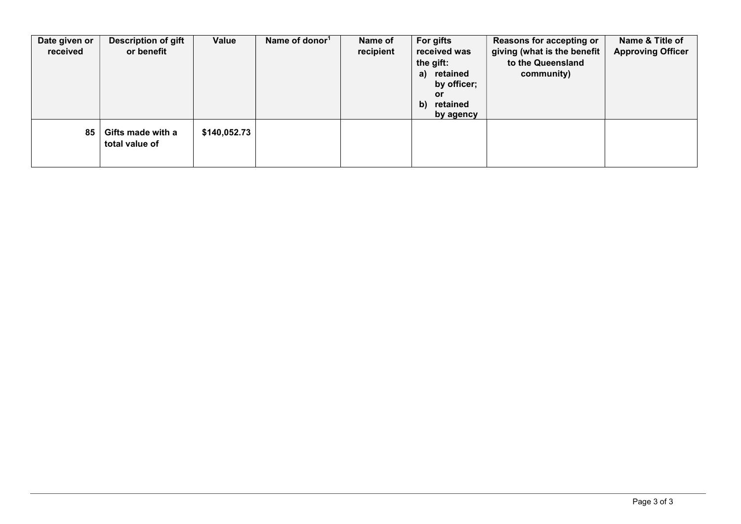| Date given or received | Description of gift or benefit | Value | Name of donor[1] | Name of recipient | For gifts received was the gift: a) retained by officer; or b) retained by agency | Reasons for accepting or giving (what is the benefit to the Queensland community) | Name & Title of Approving Officer |
|---|---|---|---|---|---|---|---|
| 85 | Gifts made with a total value of | $140,052.73 | | | | | |